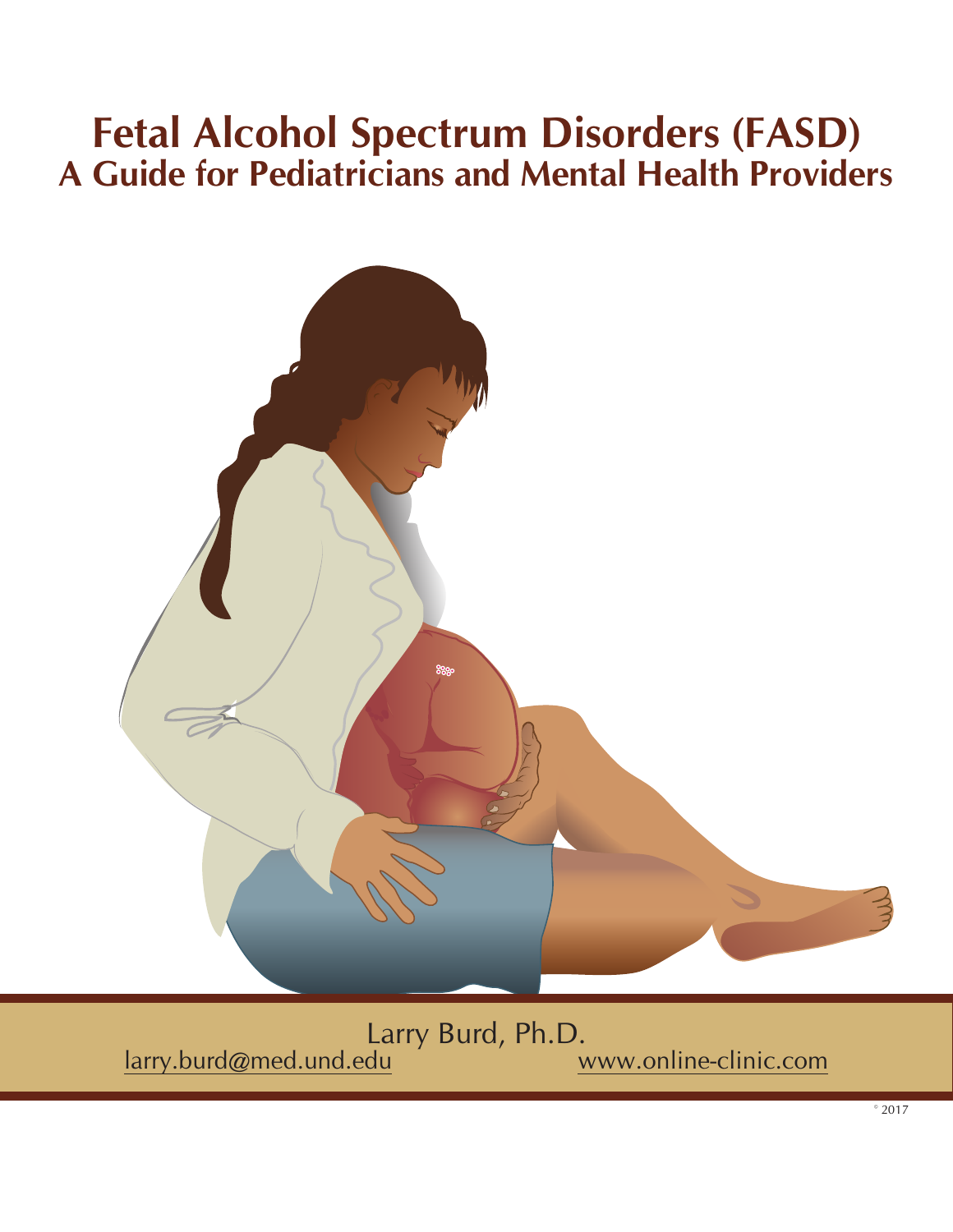# Fetal Alcohol Spectrum Disorders (FASD)

## A Guide for Pediatricians and Mental Health Providers

Larry Burd, Ph.D.

larry.burd@med.und.edu

www.online-clinic.com

© 2017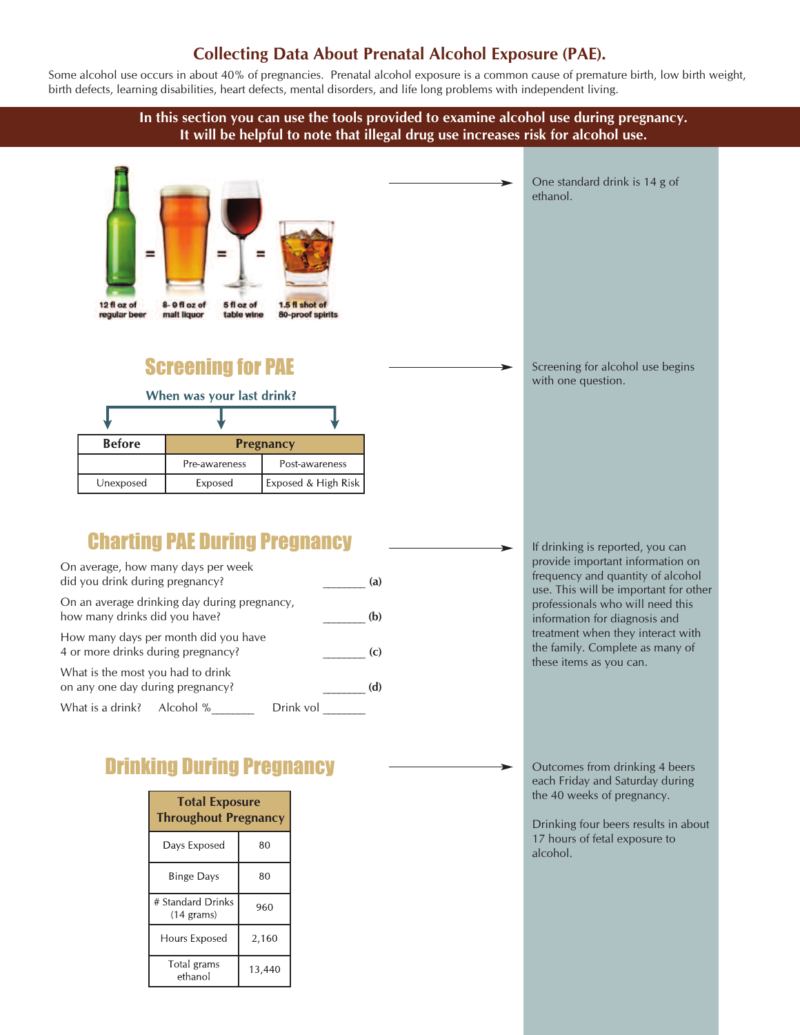## Collecting Data About Prenatal Alcohol Exposure (PAE).

Some alcohol use occurs in about 40% of pregnancies. Prenatal alcohol exposure is a common cause of premature birth, low birth weight, birth defects, learning disabilities, heart defects, mental disorders, and life long problems with independent living.

**In this section you can use the tools provided to examine alcohol use during pregnancy. It will be helpful to note that illegal drug use increases risk for alcohol use.**

12 fl oz of regular beer = 8- 9 fl oz of malt liquor = 5 fl oz of table wine = 1.5 fl shot of 80-proof spirits

One standard drink is 14 g of ethanol.

## Screening for PAE

Screening for alcohol use begins with one question.

**When was your last drink?**

| Before | Pregnancy | |
|---|---|---|
| | Pre-awareness | Post-awareness |
| Unexposed | Exposed | Exposed & High Risk |

## Charting PAE During Pregnancy

If drinking is reported, you can provide important information on frequency and quantity of alcohol use. This will be important for other professionals who will need this information for diagnosis and treatment when they interact with the family. Complete as many of these items as you can.

On average, how many days per week did you drink during pregnancy? _______ **(a)**

On an average drinking day during pregnancy, how many drinks did you have? _______ **(b)**

How many days per month did you have 4 or more drinks during pregnancy? _______ **(c)**

What is the most you had to drink on any one day during pregnancy? _______ **(d)**

What is a drink? Alcohol %_______ Drink vol _______

## Drinking During Pregnancy

Outcomes from drinking 4 beers each Friday and Saturday during the 40 weeks of pregnancy.

Drinking four beers results in about 17 hours of fetal exposure to alcohol.

| Total Exposure Throughout Pregnancy | |
|---|---|
| Days Exposed | 80 |
| Binge Days | 80 |
| # Standard Drinks (14 grams) | 960 |
| Hours Exposed | 2,160 |
| Total grams ethanol | 13,440 |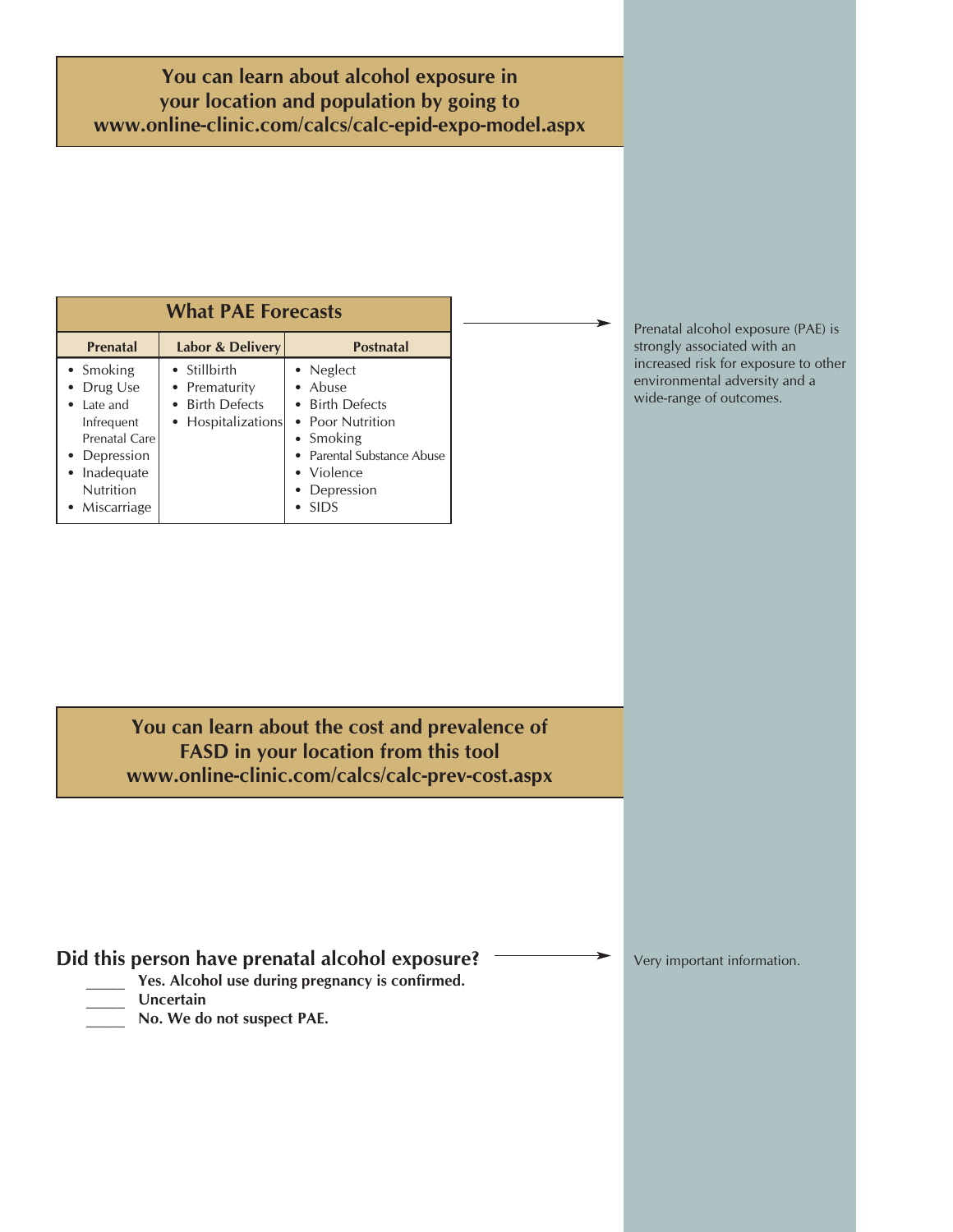**You can learn about alcohol exposure in your location and population by going to www.online-clinic.com/calcs/calc-epid-expo-model.aspx**

| What PAE Forecasts | | |
|---|---|---|
| **Prenatal** | **Labor & Delivery** | **Postnatal** |
| • Smoking<br>• Drug Use<br>• Late and Infrequent Prenatal Care<br>• Depression<br>• Inadequate Nutrition<br>• Miscarriage | • Stillbirth<br>• Prematurity<br>• Birth Defects<br>• Hospitalizations | • Neglect<br>• Abuse<br>• Birth Defects<br>• Poor Nutrition<br>• Smoking<br>• Parental Substance Abuse<br>• Violence<br>• Depression<br>• SIDS |

Prenatal alcohol exposure (PAE) is strongly associated with an increased risk for exposure to other environmental adversity and a wide-range of outcomes.

**You can learn about the cost and prevalence of FASD in your location from this tool www.online-clinic.com/calcs/calc-prev-cost.aspx**

## Did this person have prenatal alcohol exposure?

_____ **Yes. Alcohol use during pregnancy is confirmed.**
_____ **Uncertain**
_____ **No. We do not suspect PAE.**

Very important information.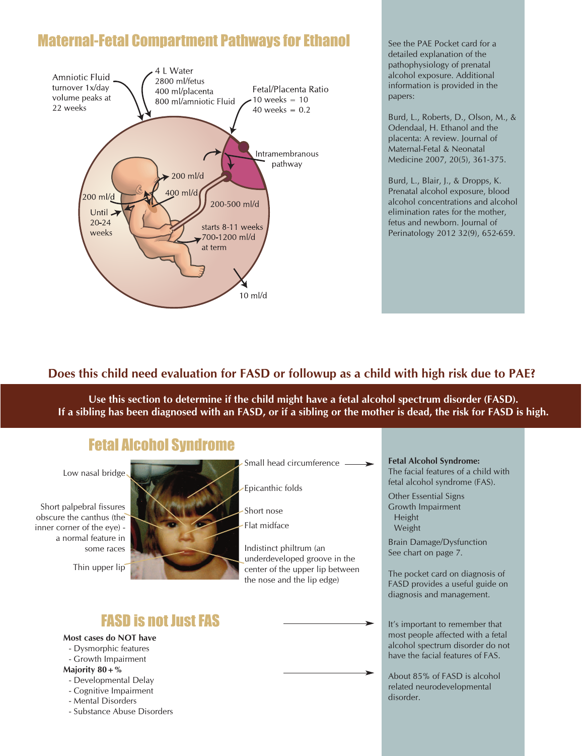## Maternal-Fetal Compartment Pathways for Ethanol

Amniotic Fluid turnover 1x/day volume peaks at 22 weeks

4 L Water
2800 ml/fetus
400 ml/placenta
800 ml/amniotic Fluid

Fetal/Placenta Ratio
10 weeks = 10
40 weeks = 0.2

Intramembranous pathway

200 ml/d

400 ml/d

200 ml/d

Until 20-24 weeks

200-500 ml/d

starts 8-11 weeks
700-1200 ml/d at term

10 ml/d

See the PAE Pocket card for a detailed explanation of the pathophysiology of prenatal alcohol exposure. Additional information is provided in the papers:

Burd, L., Roberts, D., Olson, M., & Odendaal, H. Ethanol and the placenta: A review. Journal of Maternal-Fetal & Neonatal Medicine 2007, 20(5), 361-375.

Burd, L., Blair, J., & Dropps, K. Prenatal alcohol exposure, blood alcohol concentrations and alcohol elimination rates for the mother, fetus and newborn. Journal of Perinatology 2012 32(9), 652-659.

## Does this child need evaluation for FASD or followup as a child with high risk due to PAE?

**Use this section to determine if the child might have a fetal alcohol spectrum disorder (FASD). If a sibling has been diagnosed with an FASD, or if a sibling or the mother is dead, the risk for FASD is high.**

## Fetal Alcohol Syndrome

- Low nasal bridge
- Short palpebral fissures obscure the canthus (the inner corner of the eye) - a normal feature in some races
- Thin upper lip
- Small head circumference
- Epicanthic folds
- Short nose
- Flat midface
- Indistinct philtrum (an underdeveloped groove in the center of the upper lip between the nose and the lip edge)

**Fetal Alcohol Syndrome:**
The facial features of a child with fetal alcohol syndrome (FAS).

Other Essential Signs
Growth Impairment
- Height
- Weight

Brain Damage/Dysfunction
See chart on page 7.

The pocket card on diagnosis of FASD provides a useful guide on diagnosis and management.

## FASD is not Just FAS

**Most cases do NOT have**
- Dysmorphic features
- Growth Impairment

**Majority 80+%**
- Developmental Delay
- Cognitive Impairment
- Mental Disorders
- Substance Abuse Disorders

It's important to remember that most people affected with a fetal alcohol spectrum disorder do not have the facial features of FAS.

About 85% of FASD is alcohol related neurodevelopmental disorder.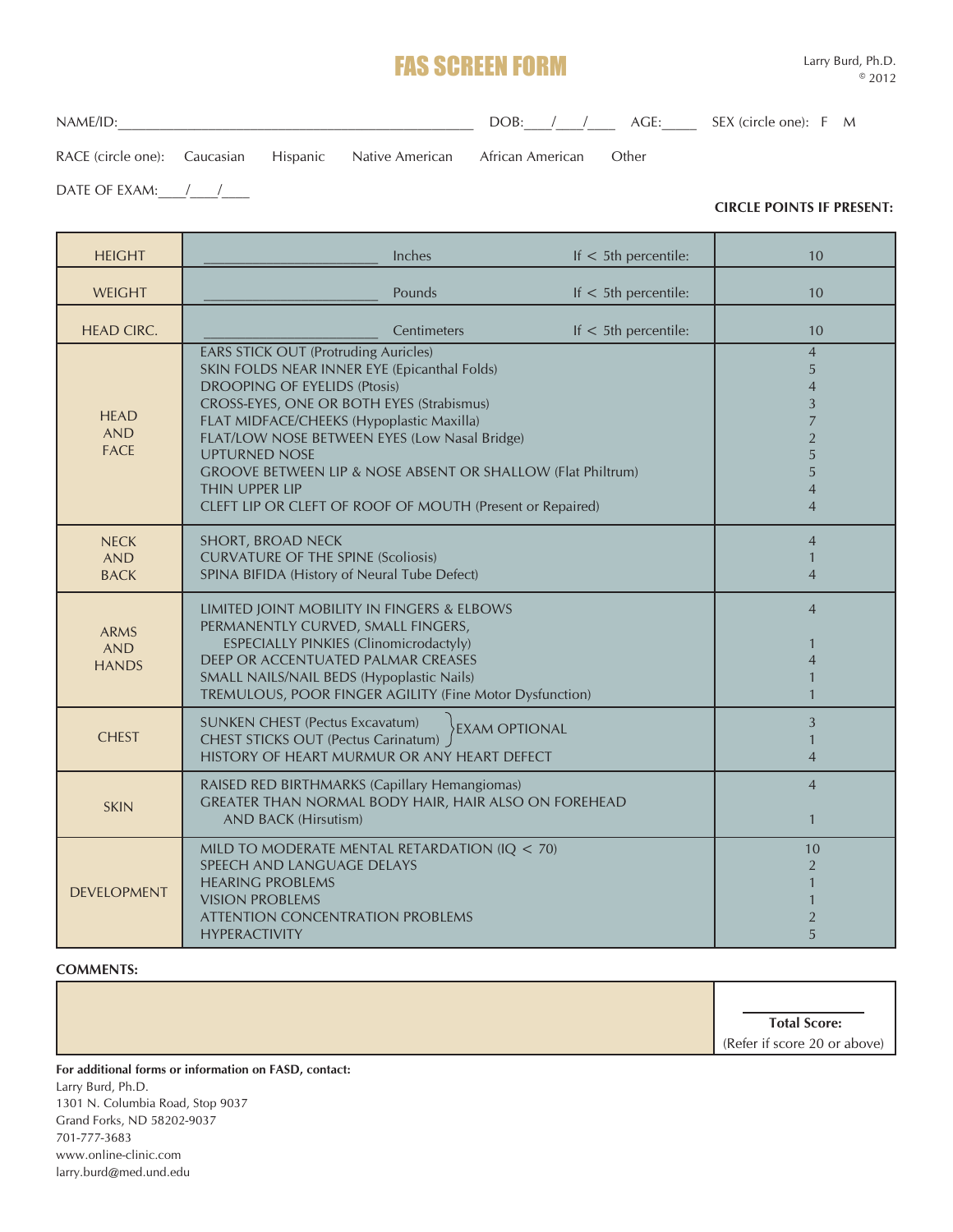# FAS SCREEN FORM

Larry Burd, Ph.D.
© 2012

NAME/ID:_______________________________________________ DOB:___/___/___ AGE:_____ SEX (circle one): F M

RACE (circle one): Caucasian Hispanic Native American African American Other

DATE OF EXAM:___/___/___

**CIRCLE POINTS IF PRESENT:**

| | | |
|---|---|---|
| HEIGHT | ______________________ Inches If < 5th percentile: | 10 |
| WEIGHT | ______________________ Pounds If < 5th percentile: | 10 |
| HEAD CIRC. | ______________________ Centimeters If < 5th percentile: | 10 |
| HEAD AND FACE | EARS STICK OUT (Protruding Auricles) | 4 |
| | SKIN FOLDS NEAR INNER EYE (Epicanthal Folds) | 5 |
| | DROOPING OF EYELIDS (Ptosis) | 4 |
| | CROSS-EYES, ONE OR BOTH EYES (Strabismus) | 3 |
| | FLAT MIDFACE/CHEEKS (Hypoplastic Maxilla) | 7 |
| | FLAT/LOW NOSE BETWEEN EYES (Low Nasal Bridge) | 2 |
| | UPTURNED NOSE | 5 |
| | GROOVE BETWEEN LIP & NOSE ABSENT OR SHALLOW (Flat Philtrum) | 5 |
| | THIN UPPER LIP | 4 |
| | CLEFT LIP OR CLEFT OF ROOF OF MOUTH (Present or Repaired) | 4 |
| NECK AND BACK | SHORT, BROAD NECK | 4 |
| | CURVATURE OF THE SPINE (Scoliosis) | 1 |
| | SPINA BIFIDA (History of Neural Tube Defect) | 4 |
| ARMS AND HANDS | LIMITED JOINT MOBILITY IN FINGERS & ELBOWS | 4 |
| | PERMANENTLY CURVED, SMALL FINGERS, ESPECIALLY PINKIES (Clinomicrodactyly) | 1 |
| | DEEP OR ACCENTUATED PALMAR CREASES | 4 |
| | SMALL NAILS/NAIL BEDS (Hypoplastic Nails) | 1 |
| | TREMULOUS, POOR FINGER AGILITY (Fine Motor Dysfunction) | 1 |
| CHEST | SUNKEN CHEST (Pectus Excavatum) } EXAM OPTIONAL | 3 |
| | CHEST STICKS OUT (Pectus Carinatum) } EXAM OPTIONAL | 1 |
| | HISTORY OF HEART MURMUR OR ANY HEART DEFECT | 4 |
| SKIN | RAISED RED BIRTHMARKS (Capillary Hemangiomas) | 4 |
| | GREATER THAN NORMAL BODY HAIR, HAIR ALSO ON FOREHEAD AND BACK (Hirsutism) | 1 |
| DEVELOPMENT | MILD TO MODERATE MENTAL RETARDATION (IQ < 70) | 10 |
| | SPEECH AND LANGUAGE DELAYS | 2 |
| | HEARING PROBLEMS | 1 |
| | VISION PROBLEMS | 1 |
| | ATTENTION CONCENTRATION PROBLEMS | 2 |
| | HYPERACTIVITY | 5 |

**COMMENTS:**

| | |
|---|---|
| | ________ **Total Score:** (Refer if score 20 or above) |

**For additional forms or information on FASD, contact:**
Larry Burd, Ph.D.
1301 N. Columbia Road, Stop 9037
Grand Forks, ND 58202-9037
701-777-3683
www.online-clinic.com
larry.burd@med.und.edu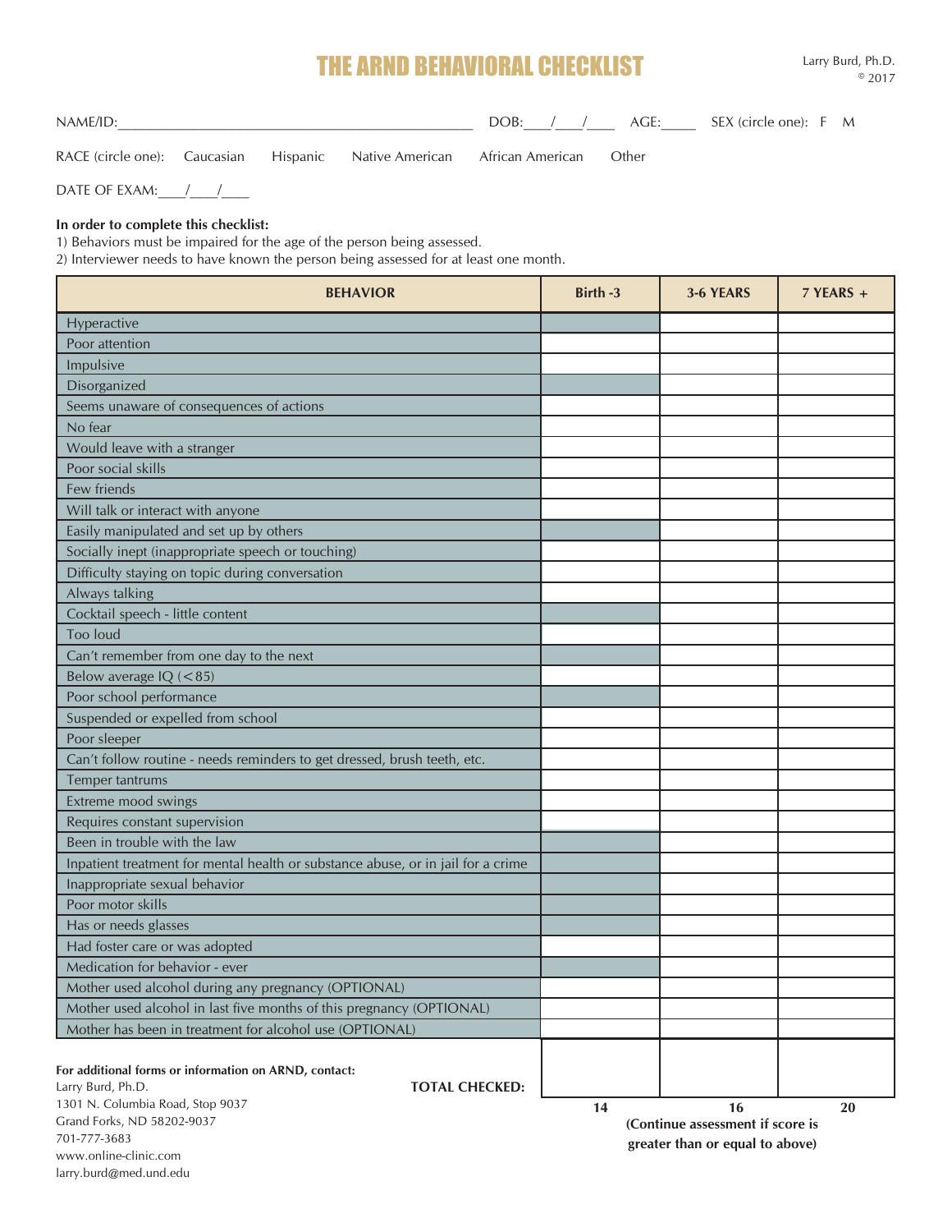# THE ARND BEHAVIORAL CHECKLIST

Larry Burd, Ph.D.
© 2017

NAME/ID:_______________________________________________ DOB:___/___/___ AGE:_____ SEX (circle one): F M

RACE (circle one): Caucasian Hispanic Native American African American Other

DATE OF EXAM:___/___/___

**In order to complete this checklist:**
1) Behaviors must be impaired for the age of the person being assessed.
2) Interviewer needs to have known the person being assessed for at least one month.

| BEHAVIOR | Birth -3 | 3-6 YEARS | 7 YEARS + |
|---|---|---|---|
| Hyperactive | | | |
| Poor attention | | | |
| Impulsive | | | |
| Disorganized | | | |
| Seems unaware of consequences of actions | | | |
| No fear | | | |
| Would leave with a stranger | | | |
| Poor social skills | | | |
| Few friends | | | |
| Will talk or interact with anyone | | | |
| Easily manipulated and set up by others | | | |
| Socially inept (inappropriate speech or touching) | | | |
| Difficulty staying on topic during conversation | | | |
| Always talking | | | |
| Cocktail speech - little content | | | |
| Too loud | | | |
| Can't remember from one day to the next | | | |
| Below average IQ (<85) | | | |
| Poor school performance | | | |
| Suspended or expelled from school | | | |
| Poor sleeper | | | |
| Can't follow routine - needs reminders to get dressed, brush teeth, etc. | | | |
| Temper tantrums | | | |
| Extreme mood swings | | | |
| Requires constant supervision | | | |
| Been in trouble with the law | | | |
| Inpatient treatment for mental health or substance abuse, or in jail for a crime | | | |
| Inappropriate sexual behavior | | | |
| Poor motor skills | | | |
| Has or needs glasses | | | |
| Had foster care or was adopted | | | |
| Medication for behavior - ever | | | |
| Mother used alcohol during any pregnancy (OPTIONAL) | | | |
| Mother used alcohol in last five months of this pregnancy (OPTIONAL) | | | |
| Mother has been in treatment for alcohol use (OPTIONAL) | | | |
| **TOTAL CHECKED:** | | | |
| | **14** | **16** | **20** |

**(Continue assessment if score is greater than or equal to above)**

**For additional forms or information on ARND, contact:**
Larry Burd, Ph.D.
1301 N. Columbia Road, Stop 9037
Grand Forks, ND 58202-9037
701-777-3683
www.online-clinic.com
larry.burd@med.und.edu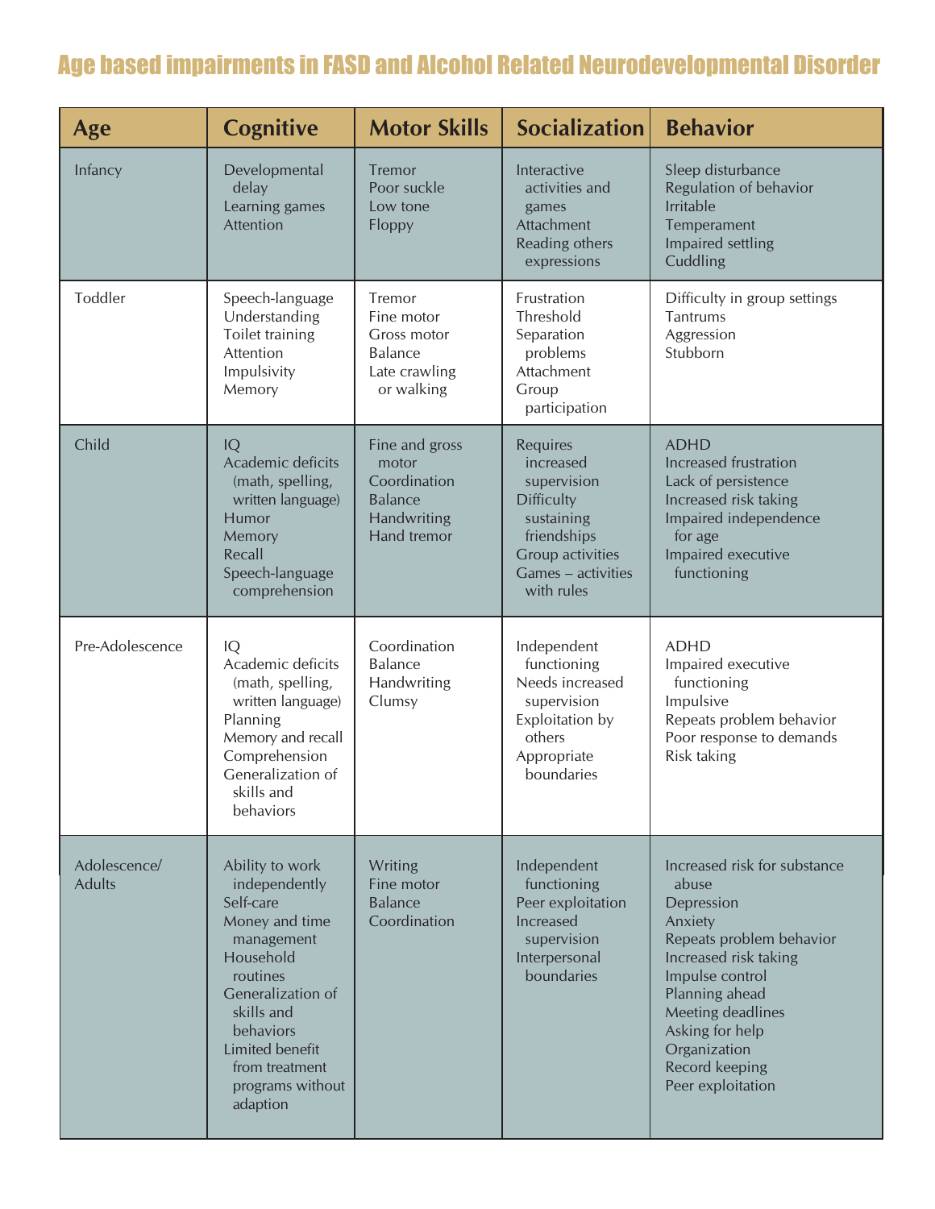# Age based impairments in FASD and Alcohol Related Neurodevelopmental Disorder

| Age | Cognitive | Motor Skills | Socialization | Behavior |
|---|---|---|---|---|
| Infancy | Developmental delay<br>Learning games<br>Attention | Tremor<br>Poor suckle<br>Low tone<br>Floppy | Interactive activities and games<br>Attachment<br>Reading others expressions | Sleep disturbance<br>Regulation of behavior<br>Irritable<br>Temperament<br>Impaired settling<br>Cuddling |
| Toddler | Speech-language<br>Understanding<br>Toilet training<br>Attention<br>Impulsivity<br>Memory | Tremor<br>Fine motor<br>Gross motor<br>Balance<br>Late crawling or walking | Frustration<br>Threshold<br>Separation problems<br>Attachment<br>Group participation | Difficulty in group settings<br>Tantrums<br>Aggression<br>Stubborn |
| Child | IQ<br>Academic deficits (math, spelling, written language)<br>Humor<br>Memory<br>Recall<br>Speech-language comprehension | Fine and gross motor<br>Coordination<br>Balance<br>Handwriting<br>Hand tremor | Requires increased supervision<br>Difficulty sustaining friendships<br>Group activities<br>Games – activities with rules | ADHD<br>Increased frustration<br>Lack of persistence<br>Increased risk taking<br>Impaired independence for age<br>Impaired executive functioning |
| Pre-Adolescence | IQ<br>Academic deficits (math, spelling, written language)<br>Planning<br>Memory and recall<br>Comprehension<br>Generalization of skills and behaviors | Coordination<br>Balance<br>Handwriting<br>Clumsy | Independent functioning<br>Needs increased supervision<br>Exploitation by others<br>Appropriate boundaries | ADHD<br>Impaired executive functioning<br>Impulsive<br>Repeats problem behavior<br>Poor response to demands<br>Risk taking |
| Adolescence/ Adults | Ability to work independently<br>Self-care<br>Money and time management<br>Household routines<br>Generalization of skills and behaviors<br>Limited benefit from treatment programs without adaption | Writing<br>Fine motor<br>Balance<br>Coordination | Independent functioning<br>Peer exploitation<br>Increased supervision<br>Interpersonal boundaries | Increased risk for substance abuse<br>Depression<br>Anxiety<br>Repeats problem behavior<br>Increased risk taking<br>Impulse control<br>Planning ahead<br>Meeting deadlines<br>Asking for help<br>Organization<br>Record keeping<br>Peer exploitation |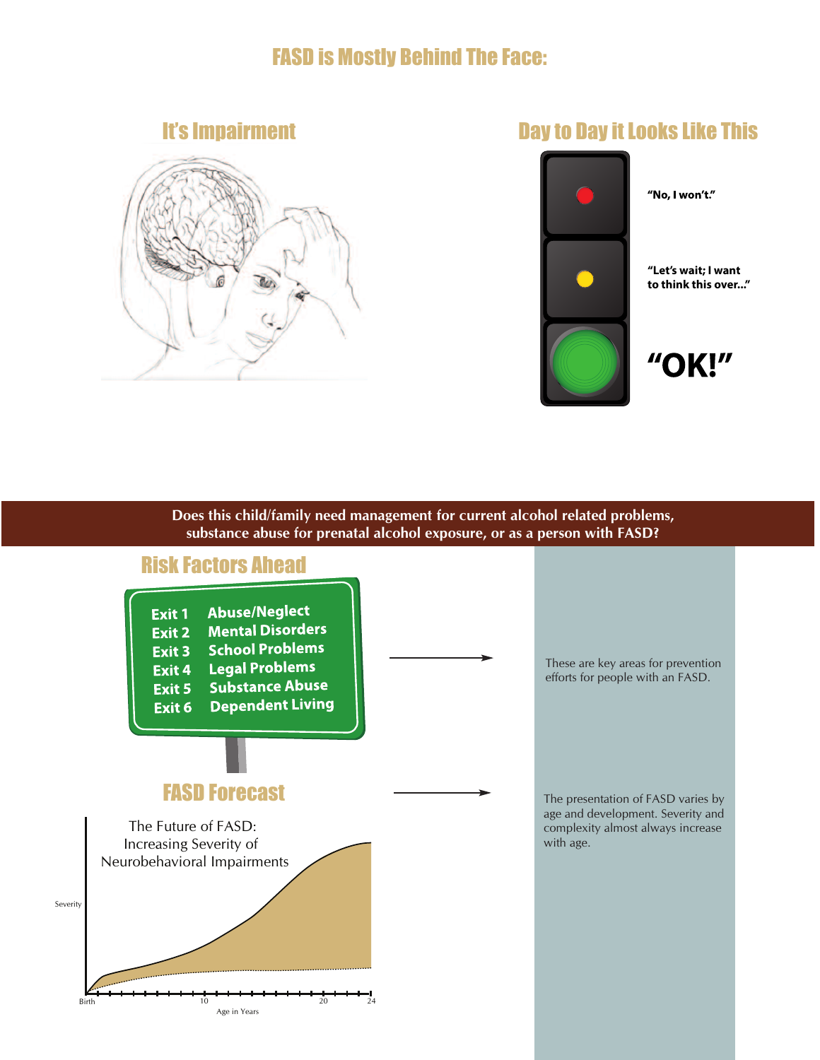# FASD is Mostly Behind The Face:

## It's Impairment

## Day to Day it Looks Like This

"No, I won't."

"Let's wait; I want to think this over..."

"OK!"

**Does this child/family need management for current alcohol related problems, substance abuse for prenatal alcohol exposure, or as a person with FASD?**

## Risk Factors Ahead

- Exit 1 Abuse/Neglect
- Exit 2 Mental Disorders
- Exit 3 School Problems
- Exit 4 Legal Problems
- Exit 5 Substance Abuse
- Exit 6 Dependent Living

These are key areas for prevention efforts for people with an FASD.

## FASD Forecast

The Future of FASD: Increasing Severity of Neurobehavioral Impairments

Severity

Birth 10 20 24

Age in Years

The presentation of FASD varies by age and development. Severity and complexity almost always increase with age.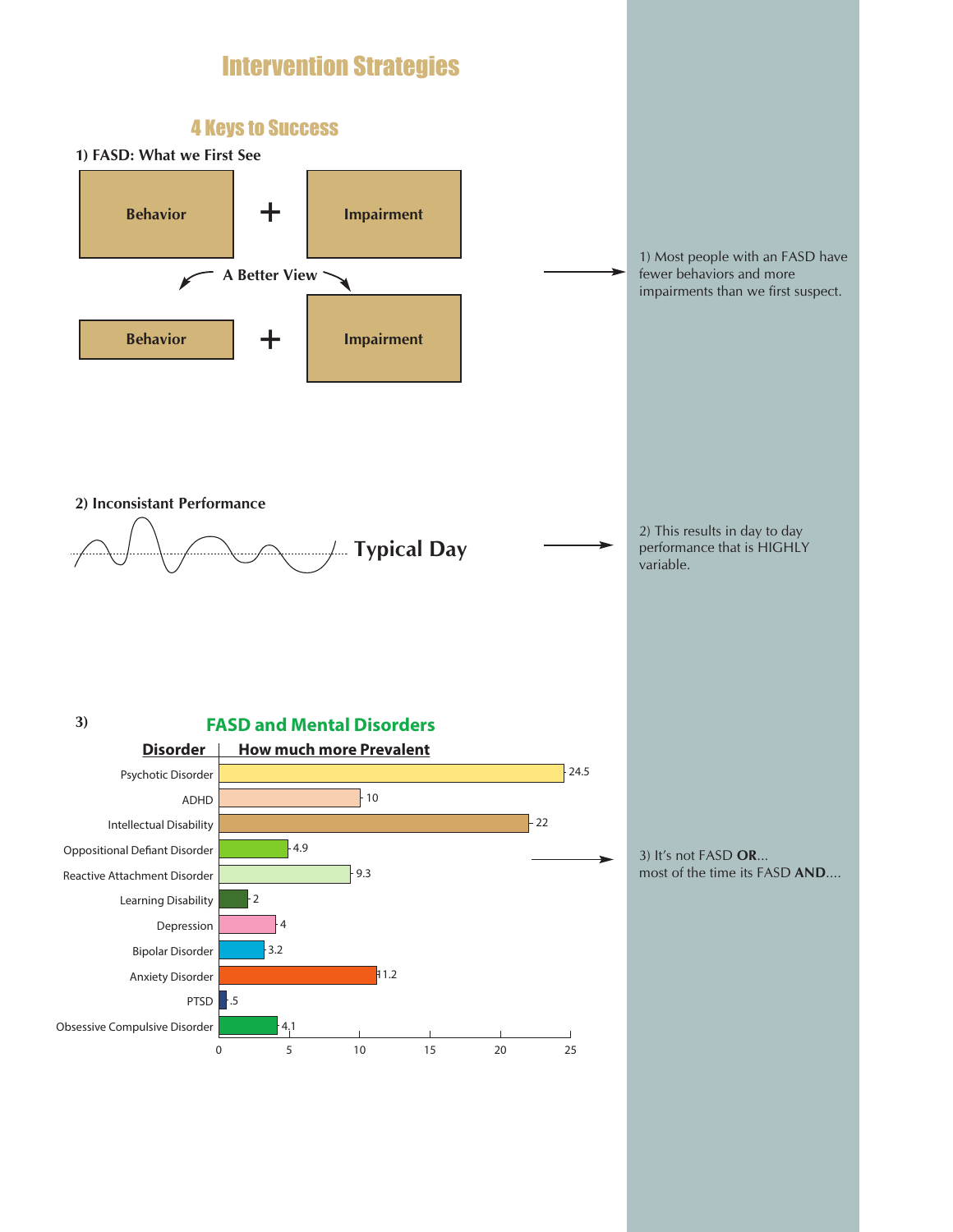# Intervention Strategies

## 4 Keys to Success

**1) FASD: What we First See**

**Behavior** + **Impairment**

A Better View

**Behavior** + **Impairment**

1) Most people with an FASD have fewer behaviors and more impairments than we first suspect.

**2) Inconsistant Performance**

**Typical Day**

2) This results in day to day performance that is HIGHLY variable.

**3)**

### FASD and Mental Disorders

| Disorder | How much more Prevalent |
|---|---|
| Psychotic Disorder | 24.5 |
| ADHD | 10 |
| Intellectual Disability | 22 |
| Oppositional Defiant Disorder | 4.9 |
| Reactive Attachment Disorder | 9.3 |
| Learning Disability | 2 |
| Depression | 4 |
| Bipolar Disorder | 3.2 |
| Anxiety Disorder | 11.2 |
| PTSD | .5 |
| Obsessive Compulsive Disorder | 4.1 |

3) It's not FASD **OR**...
most of the time its FASD **AND**....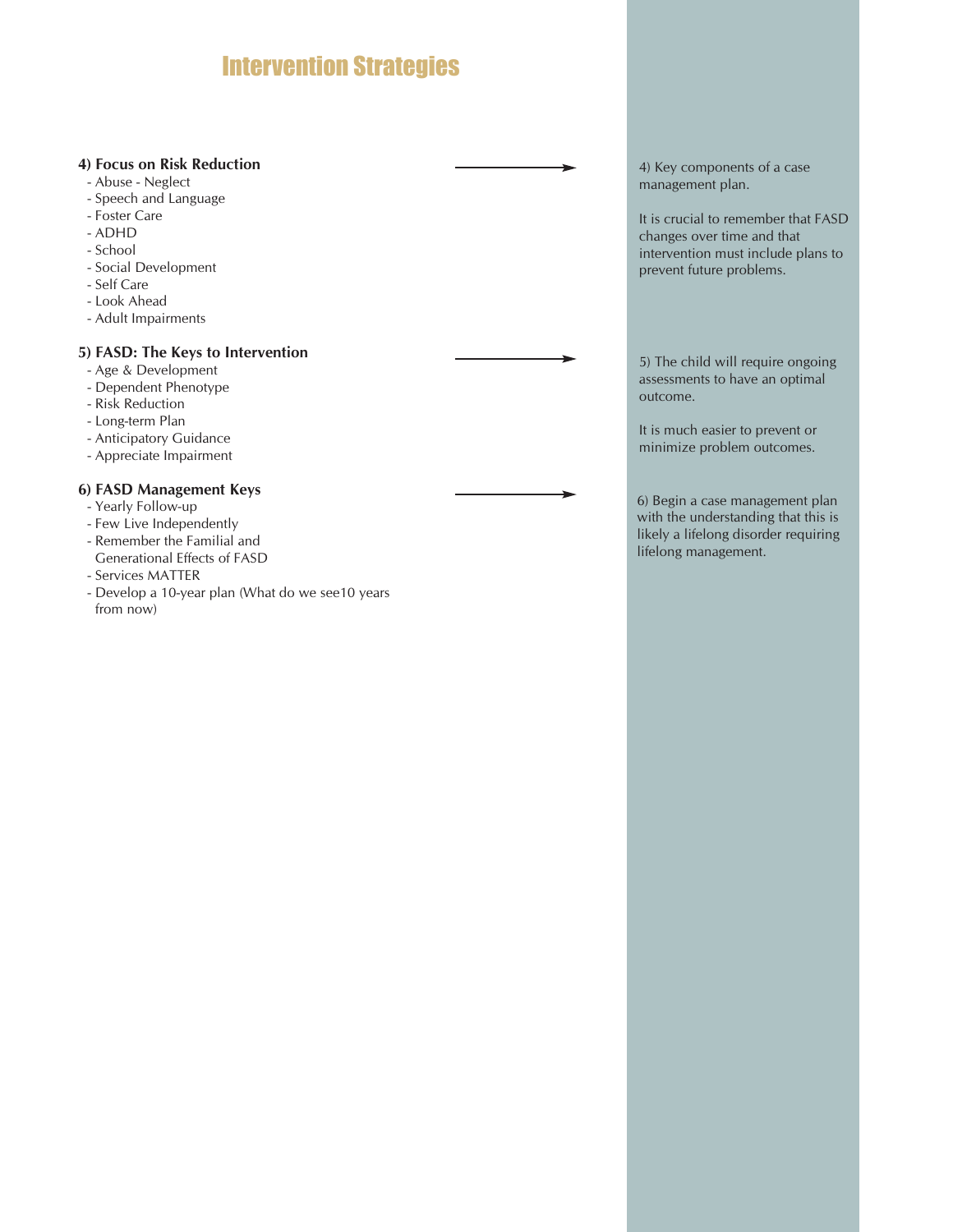# Intervention Strategies

**4) Focus on Risk Reduction**

- Abuse - Neglect
- Speech and Language
- Foster Care
- ADHD
- School
- Social Development
- Self Care
- Look Ahead
- Adult Impairments

4) Key components of a case management plan.

It is crucial to remember that FASD changes over time and that intervention must include plans to prevent future problems.

**5) FASD: The Keys to Intervention**

- Age & Development
- Dependent Phenotype
- Risk Reduction
- Long-term Plan
- Anticipatory Guidance
- Appreciate Impairment

5) The child will require ongoing assessments to have an optimal outcome.

It is much easier to prevent or minimize problem outcomes.

**6) FASD Management Keys**

- Yearly Follow-up
- Few Live Independently
- Remember the Familial and Generational Effects of FASD
- Services MATTER
- Develop a 10-year plan (What do we see10 years from now)

6) Begin a case management plan with the understanding that this is likely a lifelong disorder requiring lifelong management.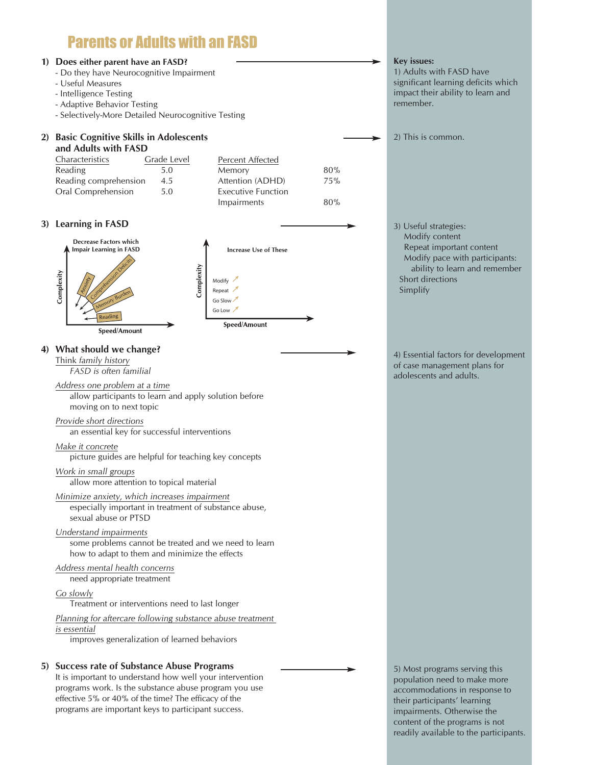# Parents or Adults with an FASD

**1) Does either parent have an FASD?**

- Do they have Neurocognitive Impairment
- Useful Measures
- Intelligence Testing
- Adaptive Behavior Testing
- Selectively-More Detailed Neurocognitive Testing

**Key issues:**
1) Adults with FASD have significant learning deficits which impact their ability to learn and remember.

**2) Basic Cognitive Skills in Adolescents and Adults with FASD**

| Characteristics | Grade Level | Percent Affected | |
|---|---|---|---|
| Reading | 5.0 | Memory | 80% |
| Reading comprehension | 4.5 | Attention (ADHD) | 75% |
| Oral Comprehension | 5.0 | Executive Function Impairments | 80% |

2) This is common.

**3) Learning in FASD**

Decrease Factors which Impair Learning in FASD (Complexity vs. Speed/Amount): Anxiety, Comprehension Deficits, Memory Burden, Reading

Increase Use of These (Complexity vs. Speed/Amount): Modify, Repeat, Go Slow, Go Low

3) Useful strategies:
- Modify content
- Repeat important content
- Modify pace with participants: ability to learn and remember
- Short directions
- Simplify

**4) What should we change?**

*Think family history*
FASD is often familial

*Address one problem at a time*
allow participants to learn and apply solution before moving on to next topic

*Provide short directions*
an essential key for successful interventions

*Make it concrete*
picture guides are helpful for teaching key concepts

*Work in small groups*
allow more attention to topical material

*Minimize anxiety, which increases impairment*
especially important in treatment of substance abuse, sexual abuse or PTSD

*Understand impairments*
some problems cannot be treated and we need to learn how to adapt to them and minimize the effects

*Address mental health concerns*
need appropriate treatment

*Go slowly*
Treatment or interventions need to last longer

*Planning for aftercare following substance abuse treatment is essential*
improves generalization of learned behaviors

4) Essential factors for development of case management plans for adolescents and adults.

**5) Success rate of Substance Abuse Programs**

It is important to understand how well your intervention programs work. Is the substance abuse program you use effective 5% or 40% of the time? The efficacy of the programs are important keys to participant success.

5) Most programs serving this population need to make more accommodations in response to their participants' learning impairments. Otherwise the content of the programs is not readily available to the participants.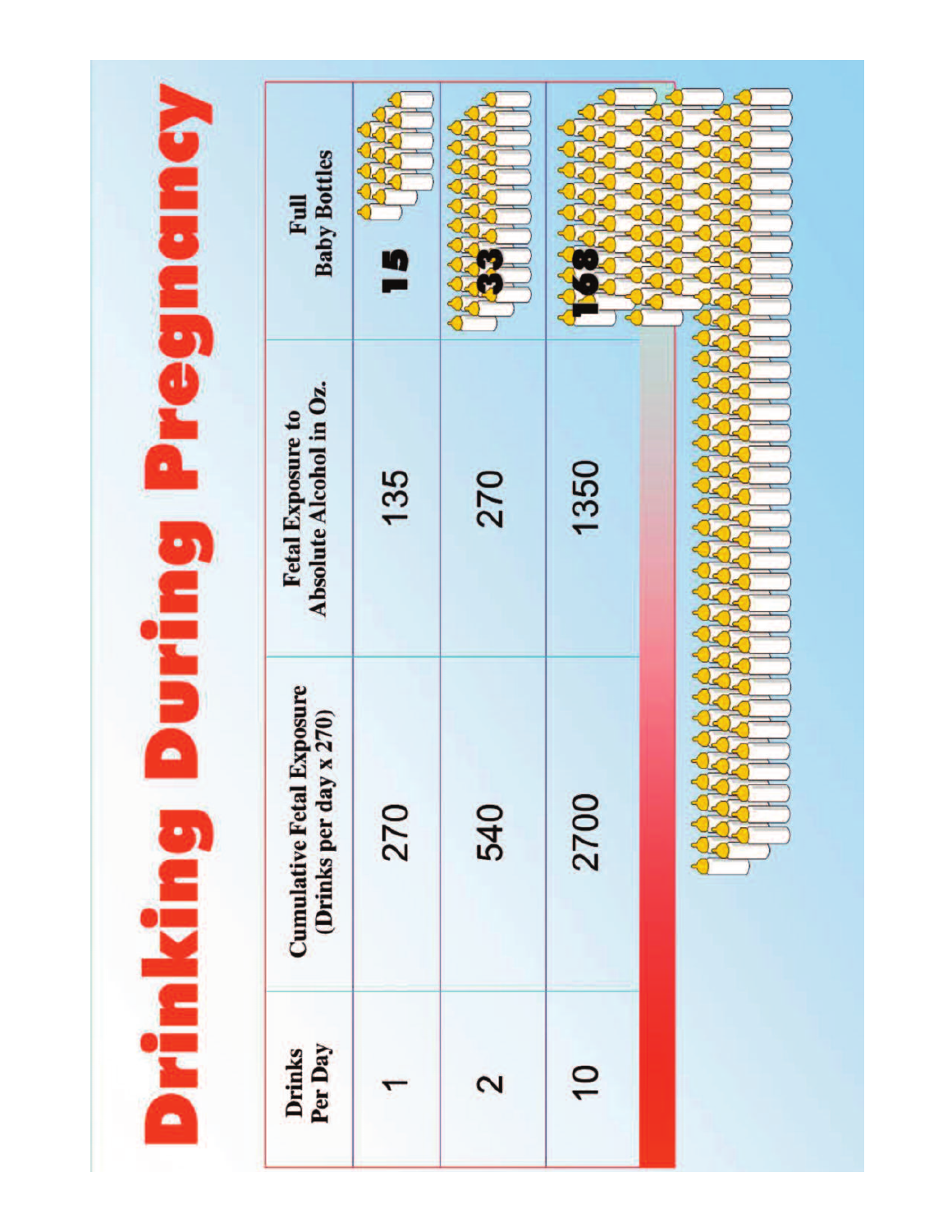# Drinking During Pregnancy

| Drinks Per Day | Cumulative Fetal Exposure (Drinks per day x 270) | Fetal Exposure to Absolute Alcohol in Oz. | Full Baby Bottles |
|---|---|---|---|
| 1 | 270 | 135 | 15 |
| 2 | 540 | 270 | 33 |
| 10 | 2700 | 1350 | 168 |